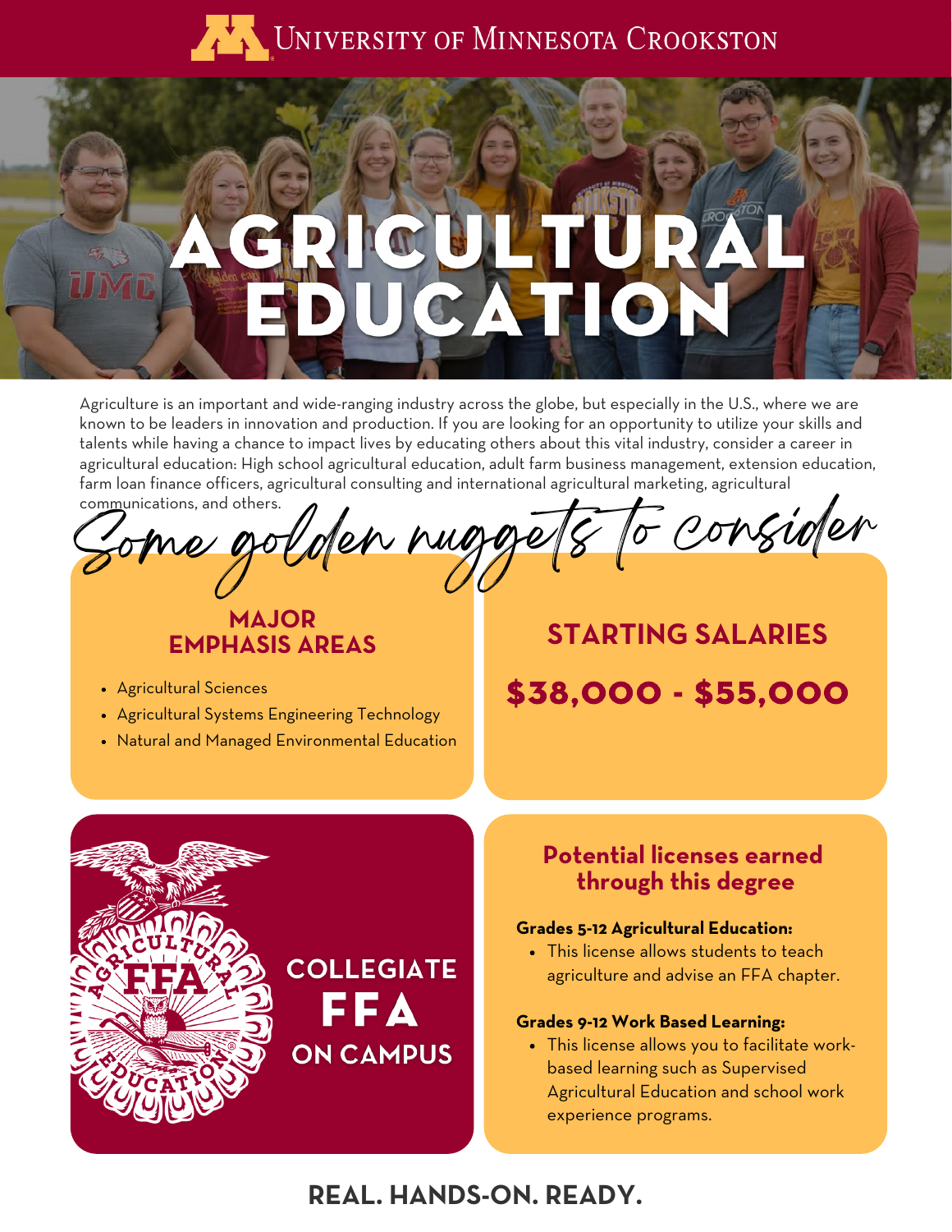University of Minnesota Crookston

# AGRICULTURAL EDUCATION

Agriculture is an important and wide-ranging industry across the globe, but especially in the U.S., where we are known to be leaders in innovation and production. If you are looking for an opportunity to utilize your skills and talents while having a chance to impact lives by educating others about this vital industry, consider a career in agricultural education: High school agricultural education, adult farm business management, extension education, farm loan finance officers, agricultural consulting and international agricultural marketing, agricultural communications, and others.

## *Some golden nuggets to consider*

### MAJOR EMPHASIS AREAS

- Agricultural Sciences
- Agricultural Systems Engineering Technology
- Natural and Managed Environmental Education

### STARTING SALARIES

**$38,000 - $55,000**

### COLLEGIATE FFA ON CAMPUS

### Potential licenses earned through this degree

**Grades 5-12 Agricultural Education:**

- This license allows students to teach agriculture and advise an FFA chapter.

**Grades 9-12 Work Based Learning:**

- This license allows you to facilitate work-based learning such as Supervised Agricultural Education and school work experience programs.

**REAL. HANDS-ON. READY.**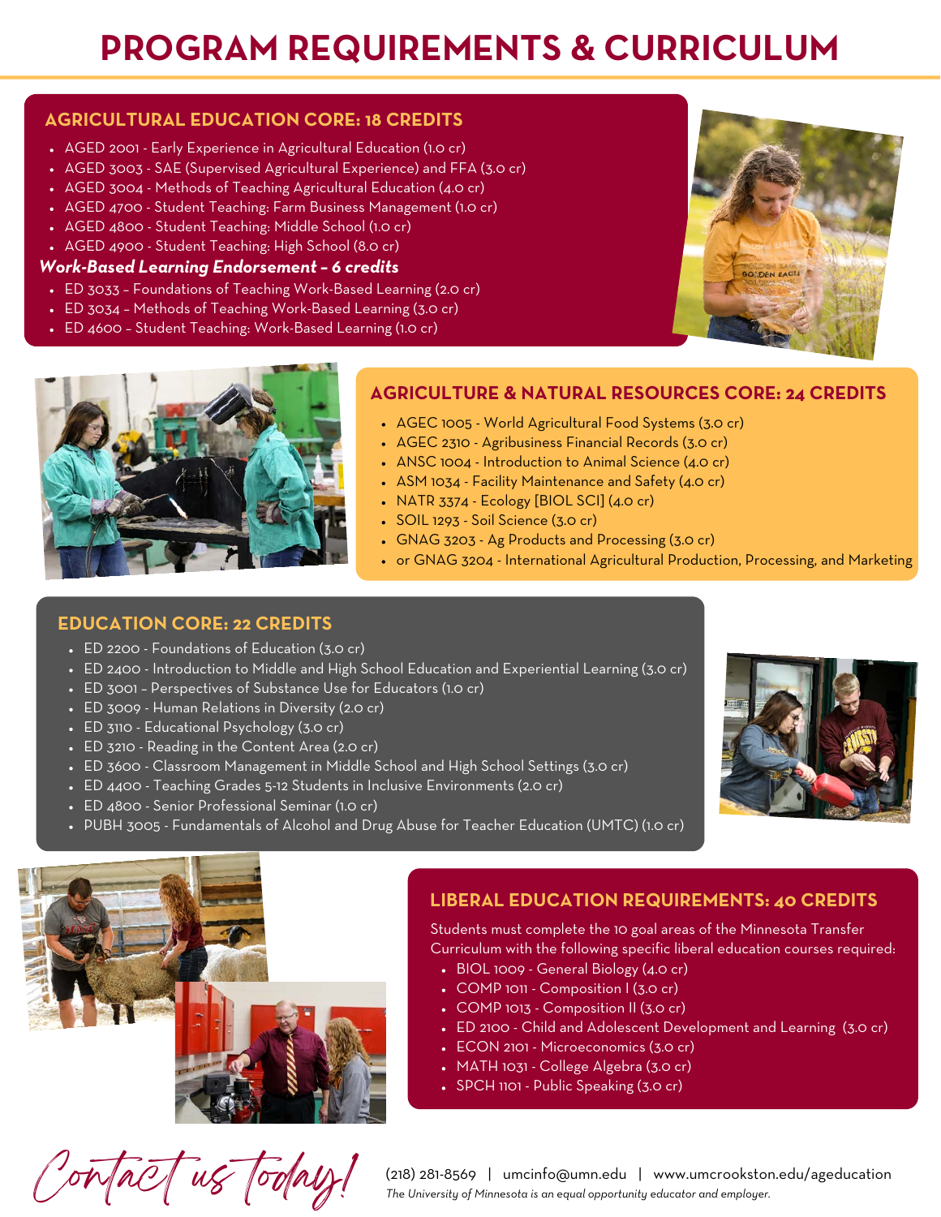# PROGRAM REQUIREMENTS & CURRICULUM

## AGRICULTURAL EDUCATION CORE: 18 CREDITS

- AGED 2001 - Early Experience in Agricultural Education (1.0 cr)
- AGED 3003 - SAE (Supervised Agricultural Experience) and FFA (3.0 cr)
- AGED 3004 - Methods of Teaching Agricultural Education (4.0 cr)
- AGED 4700 - Student Teaching: Farm Business Management (1.0 cr)
- AGED 4800 - Student Teaching: Middle School (1.0 cr)
- AGED 4900 - Student Teaching: High School (8.0 cr)

***Work-Based Learning Endorsement – 6 credits***

- ED 3033 – Foundations of Teaching Work-Based Learning (2.0 cr)
- ED 3034 – Methods of Teaching Work-Based Learning (3.0 cr)
- ED 4600 – Student Teaching: Work-Based Learning (1.0 cr)

## AGRICULTURE & NATURAL RESOURCES CORE: 24 CREDITS

- AGEC 1005 - World Agricultural Food Systems (3.0 cr)
- AGEC 2310 - Agribusiness Financial Records (3.0 cr)
- ANSC 1004 - Introduction to Animal Science (4.0 cr)
- ASM 1034 - Facility Maintenance and Safety (4.0 cr)
- NATR 3374 - Ecology [BIOL SCI] (4.0 cr)
- SOIL 1293 - Soil Science (3.0 cr)
- GNAG 3203 - Ag Products and Processing (3.0 cr)
- or GNAG 3204 - International Agricultural Production, Processing, and Marketing

## EDUCATION CORE: 22 CREDITS

- ED 2200 - Foundations of Education (3.0 cr)
- ED 2400 - Introduction to Middle and High School Education and Experiential Learning (3.0 cr)
- ED 3001 – Perspectives of Substance Use for Educators (1.0 cr)
- ED 3009 - Human Relations in Diversity (2.0 cr)
- ED 3110 - Educational Psychology (3.0 cr)
- ED 3210 - Reading in the Content Area (2.0 cr)
- ED 3600 - Classroom Management in Middle School and High School Settings (3.0 cr)
- ED 4400 - Teaching Grades 5-12 Students in Inclusive Environments (2.0 cr)
- ED 4800 - Senior Professional Seminar (1.0 cr)
- PUBH 3005 - Fundamentals of Alcohol and Drug Abuse for Teacher Education (UMTC) (1.0 cr)

## LIBERAL EDUCATION REQUIREMENTS: 40 CREDITS

Students must complete the 10 goal areas of the Minnesota Transfer Curriculum with the following specific liberal education courses required:

- BIOL 1009 - General Biology (4.0 cr)
- COMP 1011 - Composition I (3.0 cr)
- COMP 1013 - Composition II (3.0 cr)
- ED 2100 - Child and Adolescent Development and Learning (3.0 cr)
- ECON 2101 - Microeconomics (3.0 cr)
- MATH 1031 - College Algebra (3.0 cr)
- SPCH 1101 - Public Speaking (3.0 cr)

*Contact us today!*

(218) 281-8569 | umcinfo@umn.edu | www.umcrookston.edu/ageducation

*The University of Minnesota is an equal opportunity educator and employer.*